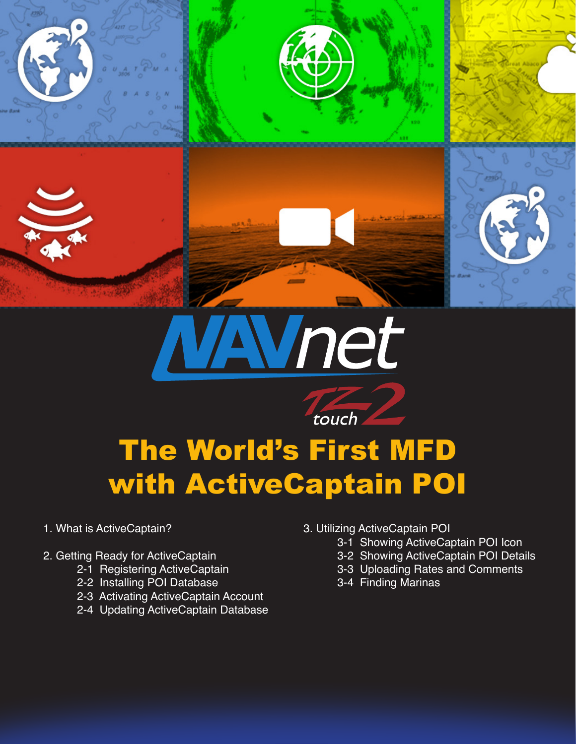# NAVnet TZtouch2

# The World's First MFD with ActiveCaptain POI

1. What is ActiveCaptain?

2. Getting Ready for ActiveCaptain
   - 2-1 Registering ActiveCaptain
   - 2-2 Installing POI Database
   - 2-3 Activating ActiveCaptain Account
   - 2-4 Updating ActiveCaptain Database

3. Utilizing ActiveCaptain POI
   - 3-1 Showing ActiveCaptain POI Icon
   - 3-2 Showing ActiveCaptain POI Details
   - 3-3 Uploading Rates and Comments
   - 3-4 Finding Marinas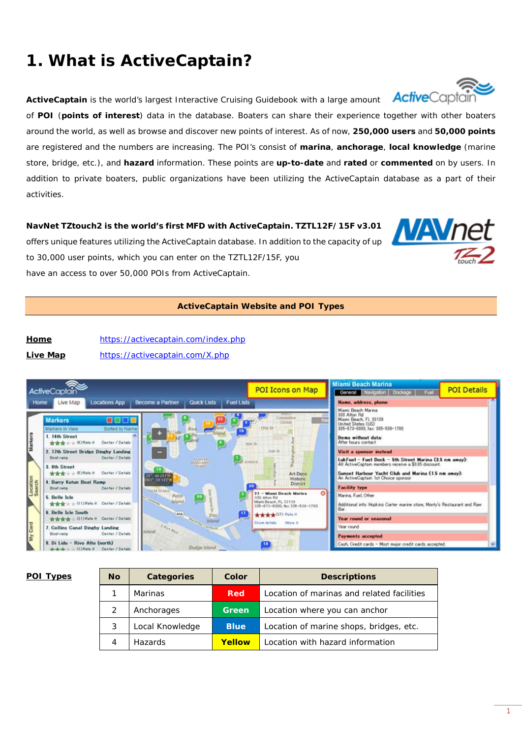# 1. What is ActiveCaptain?

**ActiveCaptain** is the world's largest Interactive Cruising Guidebook with a large amount of **POI** (**points of interest**) data in the database. Boaters can share their experience together with other boaters around the world, as well as browse and discover new points of interest. As of now, **250,000 users** and **50,000 points** are registered and the numbers are increasing. The POI's consist of **marina**, **anchorage**, **local knowledge** (marine store, bridge, etc.), and **hazard** information. These points are **up-to-date** and **rated** or **commented** on by users. In addition to private boaters, public organizations have been utilizing the ActiveCaptain database as a part of their activities.

**NavNet TZtouch2 is the world's first MFD with ActiveCaptain. TZTL12F/15F v3.01** offers unique features utilizing the ActiveCaptain database. In addition to the capacity of up to 30,000 user points, which you can enter on the TZTL12F/15F, you have an access to over 50,000 POIs from ActiveCaptain.

**ActiveCaptain Website and POI Types**

**Home** https://activecaptain.com/index.php

**Live Map** https://activecaptain.com/X.php

**POI Types**

| No | Categories | Color | Descriptions |
|---|---|---|---|
| 1 | Marinas | **Red** | Location of marinas and related facilities |
| 2 | Anchorages | **Green** | Location where you can anchor |
| 3 | Local Knowledge | **Blue** | Location of marine shops, bridges, etc. |
| 4 | Hazards | **Yellow** | Location with hazard information |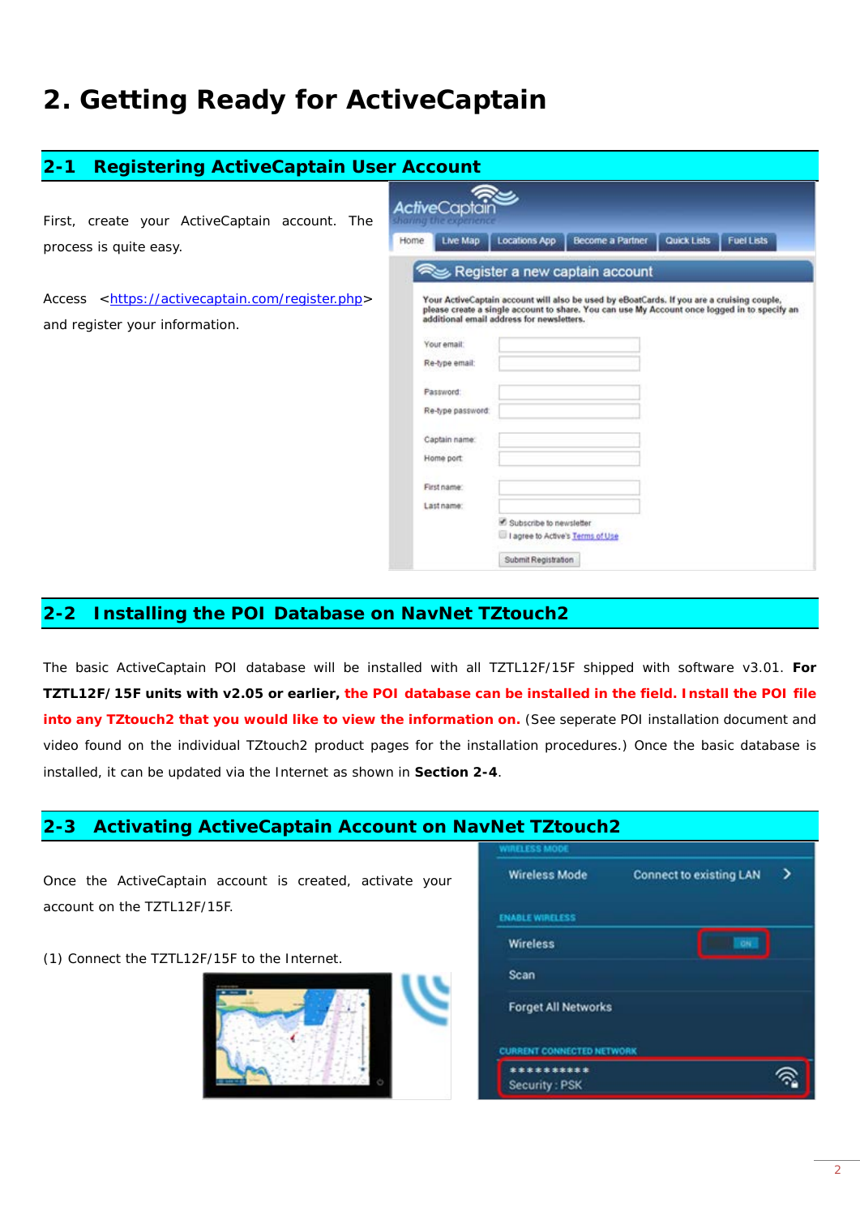# 2. Getting Ready for ActiveCaptain

## 2-1 Registering ActiveCaptain User Account

First, create your ActiveCaptain account. The process is quite easy.

Access <https://activecaptain.com/register.php> and register your information.

## 2-2 Installing the POI Database on NavNet TZtouch2

The basic ActiveCaptain POI database will be installed with all TZTL12F/15F shipped with software v3.01. **For TZTL12F/15F units with v2.05 or earlier, the POI database can be installed in the field. Install the POI file into any TZtouch2 that you would like to view the information on.** (See seperate POI installation document and video found on the individual TZtouch2 product pages for the installation procedures.) Once the basic database is installed, it can be updated via the Internet as shown in **Section 2-4**.

## 2-3 Activating ActiveCaptain Account on NavNet TZtouch2

Once the ActiveCaptain account is created, activate your account on the TZTL12F/15F.

(1) Connect the TZTL12F/15F to the Internet.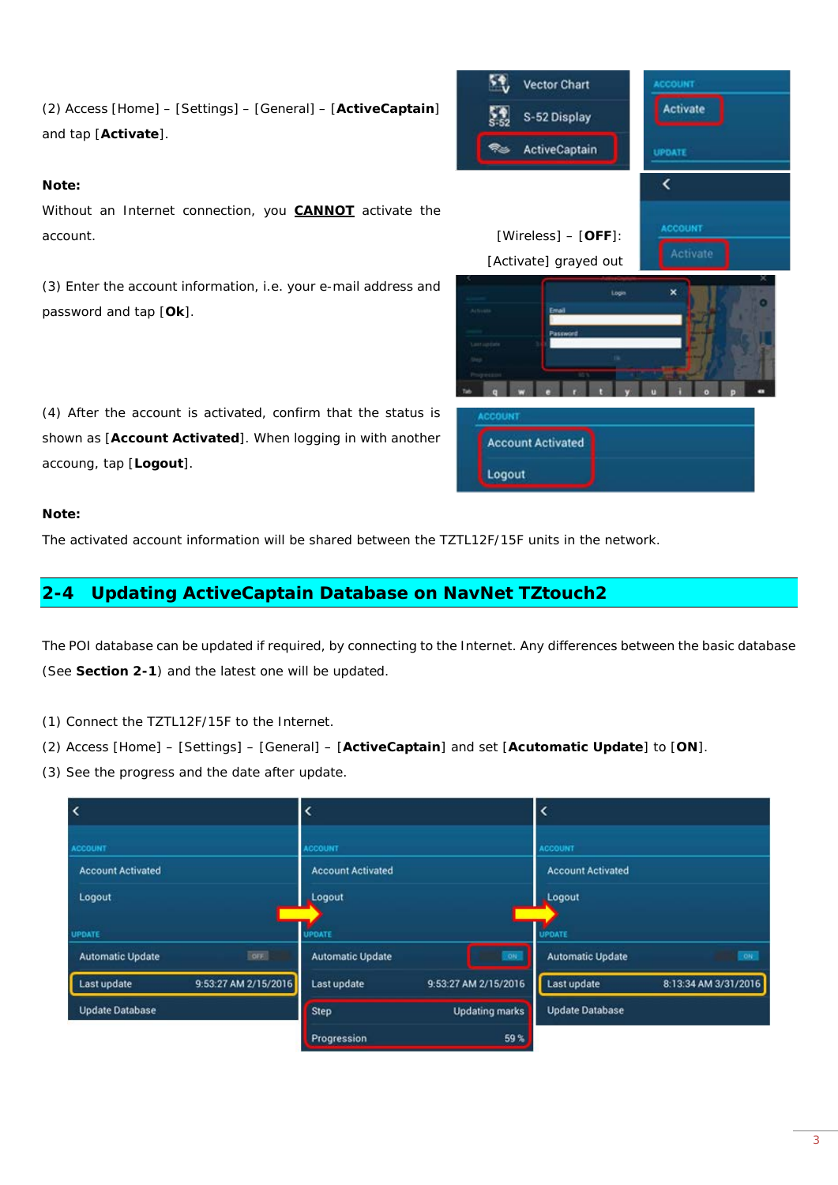(2) Access [Home] – [Settings] – [General] – [**ActiveCaptain**] and tap [**Activate**].

**Note:**

Without an Internet connection, you **CANNOT** activate the account.

[Wireless] – [**OFF**]: [Activate] grayed out

(3) Enter the account information, i.e. your e-mail address and password and tap [**Ok**].

(4) After the account is activated, confirm that the status is shown as [**Account Activated**]. When logging in with another accoung, tap [**Logout**].

**Note:**

The activated account information will be shared between the TZTL12F/15F units in the network.

## 2-4 Updating ActiveCaptain Database on NavNet TZtouch2

The POI database can be updated if required, by connecting to the Internet. Any differences between the basic database (See **Section 2-1**) and the latest one will be updated.

(1) Connect the TZTL12F/15F to the Internet.

(2) Access [Home] – [Settings] – [General] – [**ActiveCaptain**] and set [**Acutomatic Update**] to [**ON**].

(3) See the progress and the date after update.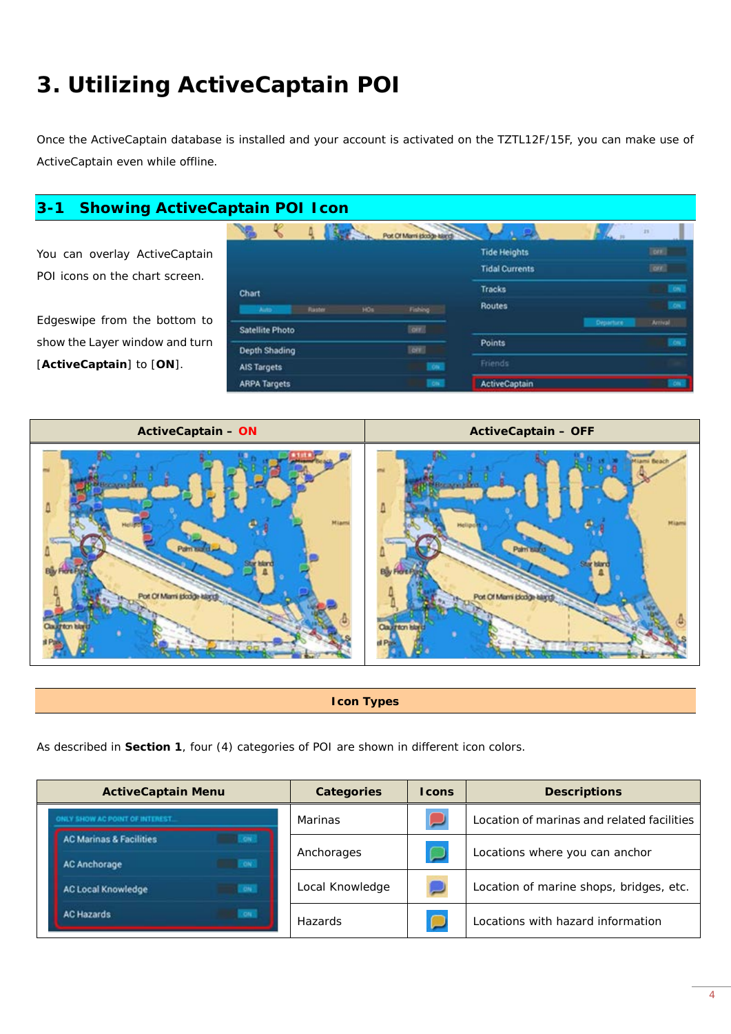# 3. Utilizing ActiveCaptain POI

Once the ActiveCaptain database is installed and your account is activated on the TZTL12F/15F, you can make use of ActiveCaptain even while offline.

## 3-1 Showing ActiveCaptain POI Icon

You can overlay ActiveCaptain POI icons on the chart screen.

Edgeswipe from the bottom to show the Layer window and turn [**ActiveCaptain**] to [**ON**].

| ActiveCaptain – ON | ActiveCaptain – OFF |
|---|---|
| | |

### Icon Types

As described in **Section 1**, four (4) categories of POI are shown in different icon colors.

| ActiveCaptain Menu | Categories | Icons | Descriptions |
|---|---|---|---|
| AC Marinas & Facilities | Marinas | | Location of marinas and related facilities |
| AC Anchorage | Anchorages | | Locations where you can anchor |
| AC Local Knowledge | Local Knowledge | | Location of marine shops, bridges, etc. |
| AC Hazards | Hazards | | Locations with hazard information |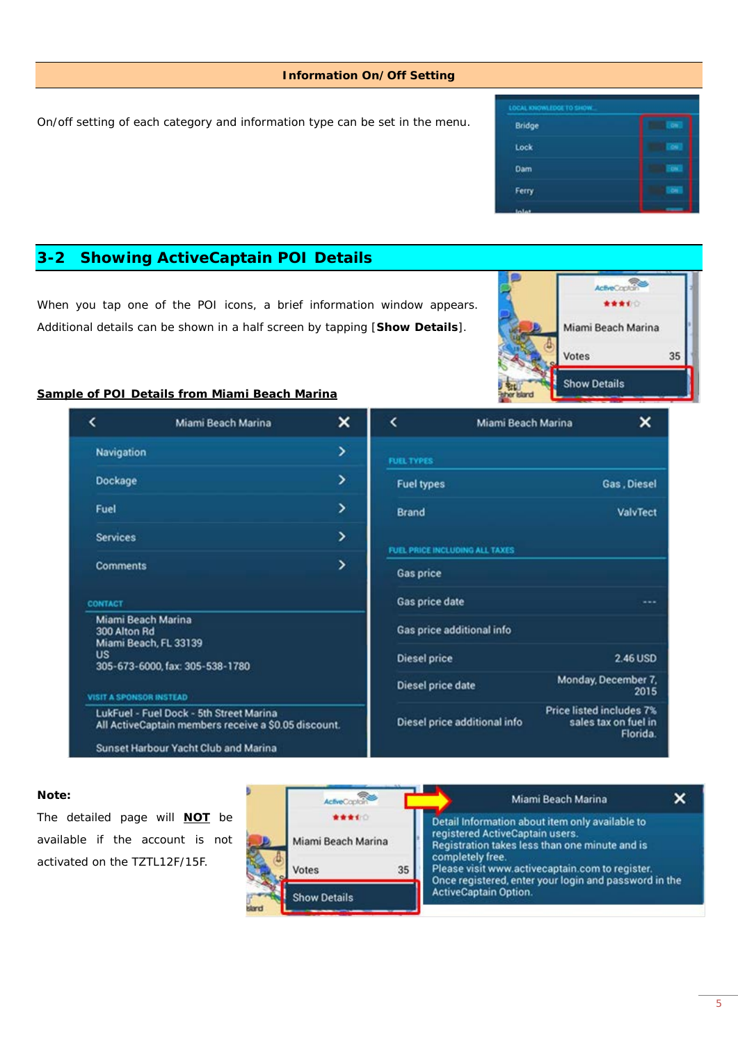## Information On/Off Setting

On/off setting of each category and information type can be set in the menu.

## 3-2 Showing ActiveCaptain POI Details

When you tap one of the POI icons, a brief information window appears. Additional details can be shown in a half screen by tapping [**Show Details**].

**Sample of POI Details from Miami Beach Marina**

**Note:**

The detailed page will **NOT** be available if the account is not activated on the TZTL12F/15F.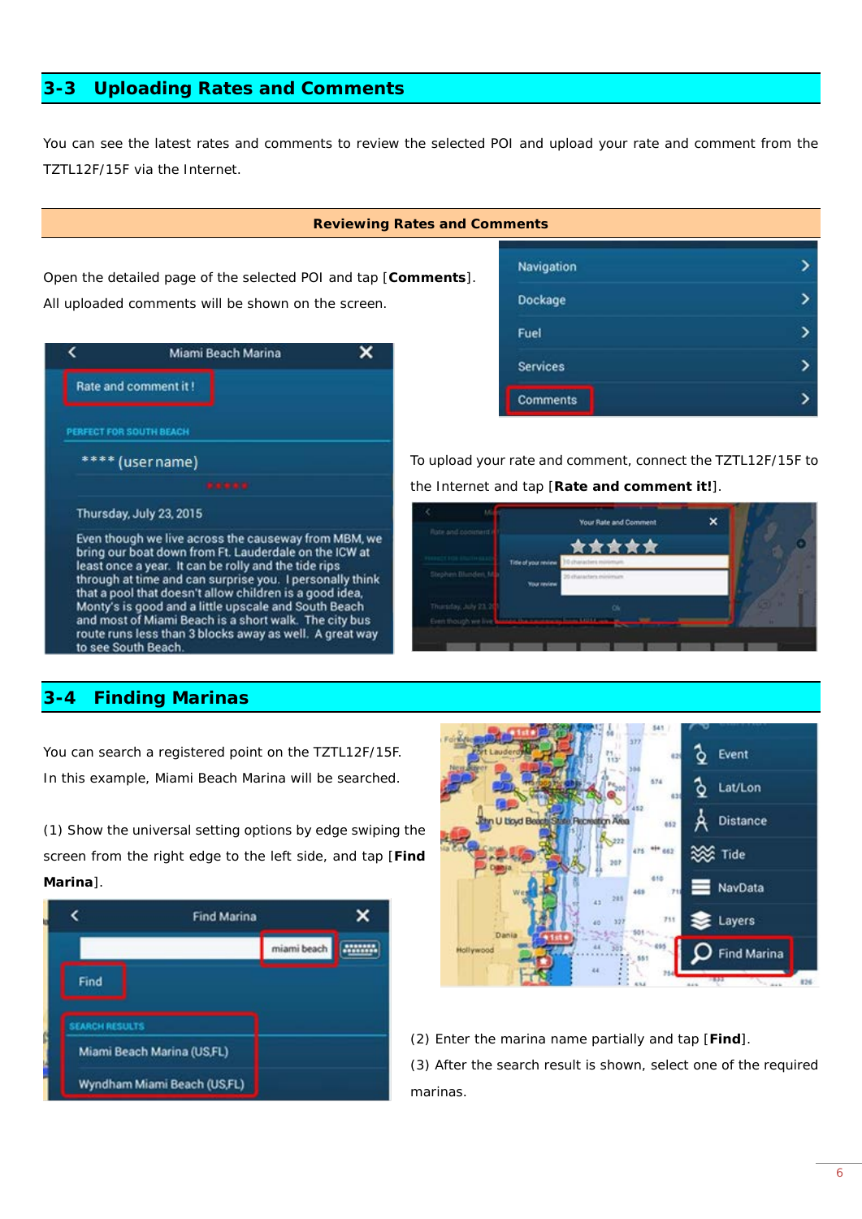## 3-3 Uploading Rates and Comments

You can see the latest rates and comments to review the selected POI and upload your rate and comment from the TZTL12F/15F via the Internet.

### Reviewing Rates and Comments

Open the detailed page of the selected POI and tap [**Comments**]. All uploaded comments will be shown on the screen.

To upload your rate and comment, connect the TZTL12F/15F to the Internet and tap [**Rate and comment it!**].

## 3-4 Finding Marinas

You can search a registered point on the TZTL12F/15F. In this example, Miami Beach Marina will be searched.

(1) Show the universal setting options by edge swiping the screen from the right edge to the left side, and tap [**Find Marina**].

(2) Enter the marina name partially and tap [**Find**].

(3) After the search result is shown, select one of the required marinas.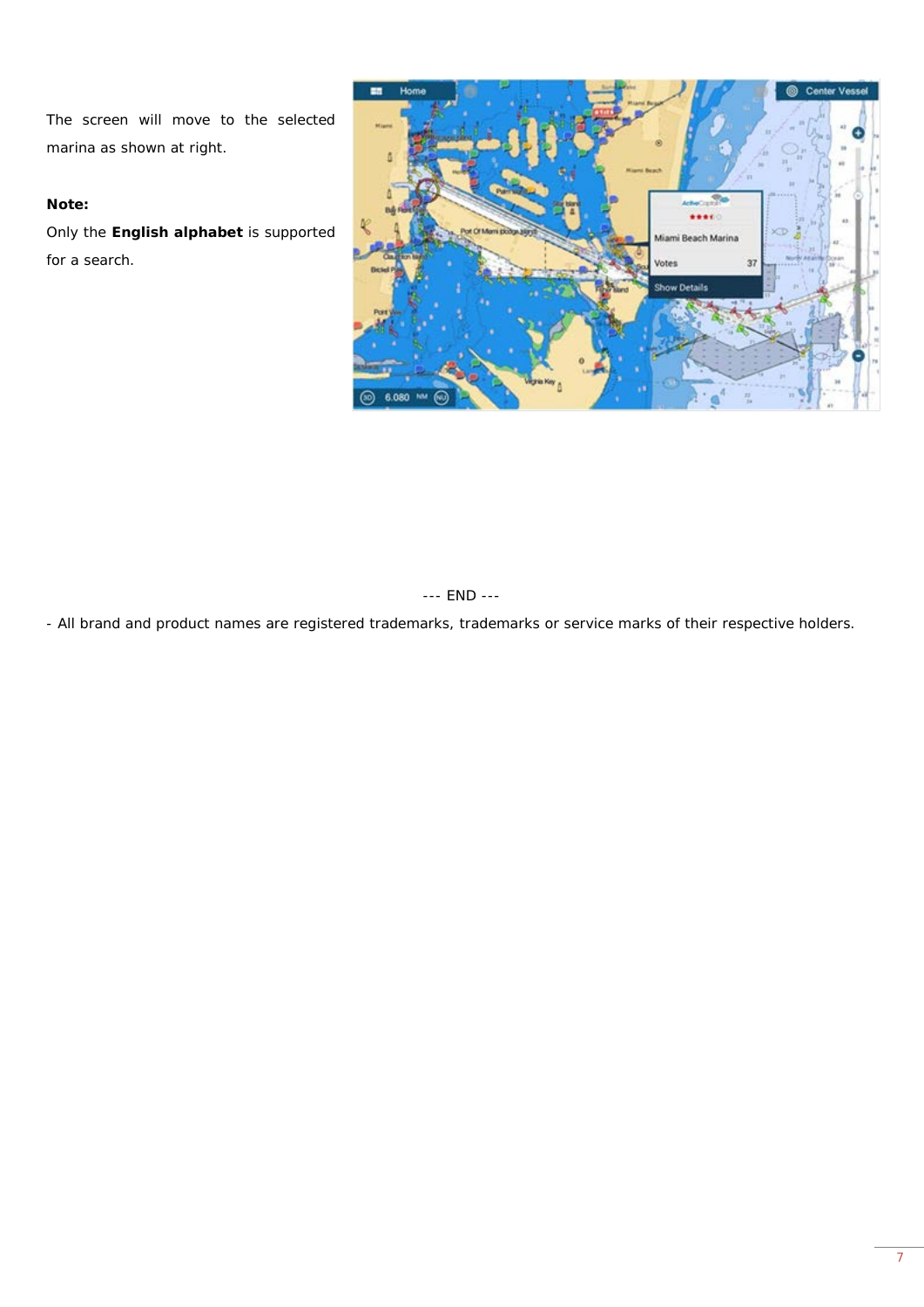The screen will move to the selected marina as shown at right.

**Note:**

Only the **English alphabet** is supported for a search.

--- END ---

- All brand and product names are registered trademarks, trademarks or service marks of their respective holders.